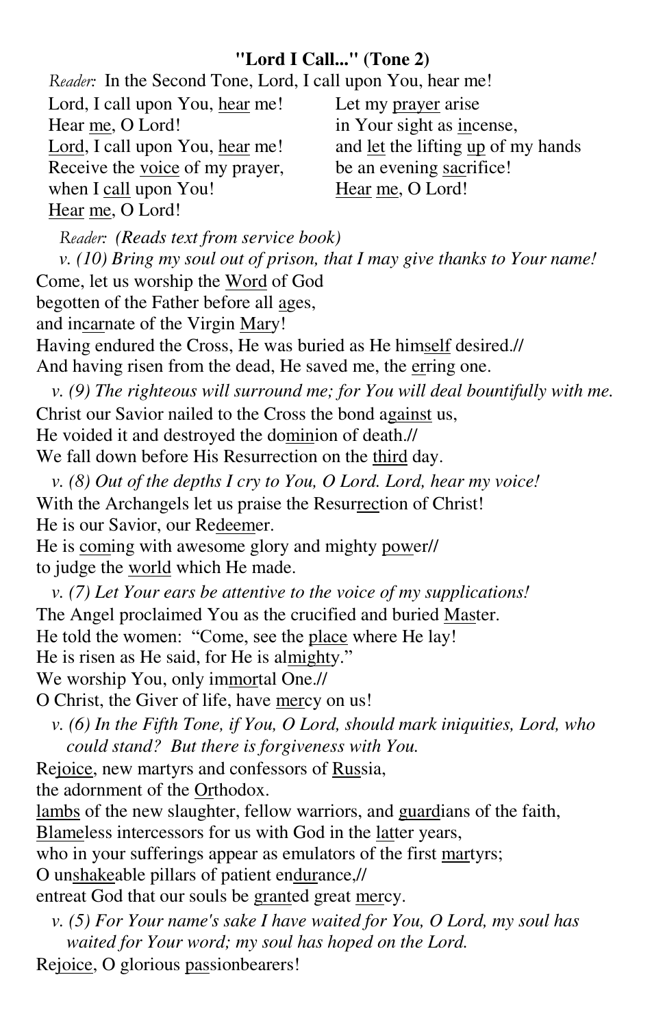**"Lord I Call..." (Tone 2)**

*Reader:* In the Second Tone, Lord, I call upon You, hear me!

Lord, I call upon You, hear me!
Hear me, O Lord!
Lord, I call upon You, hear me!
Receive the voice of my prayer,
when I call upon You!
Hear me, O Lord!

Let my prayer arise
in Your sight as incense,
and let the lifting up of my hands
be an evening sacrifice!
Hear me, O Lord!

*Reader: (Reads text from service book)*

*v. (10) Bring my soul out of prison, that I may give thanks to Your name!*

Come, let us worship the Word of God
begotten of the Father before all ages,
and incarnate of the Virgin Mary!
Having endured the Cross, He was buried as He himself desired.//
And having risen from the dead, He saved me, the erring one.

*v. (9) The righteous will surround me; for You will deal bountifully with me.*

Christ our Savior nailed to the Cross the bond against us,
He voided it and destroyed the dominion of death.//
We fall down before His Resurrection on the third day.

*v. (8) Out of the depths I cry to You, O Lord. Lord, hear my voice!*

With the Archangels let us praise the Resurrection of Christ!
He is our Savior, our Redeemer.
He is coming with awesome glory and mighty power//
to judge the world which He made.

*v. (7) Let Your ears be attentive to the voice of my supplications!*

The Angel proclaimed You as the crucified and buried Master.
He told the women: "Come, see the place where He lay!
He is risen as He said, for He is almighty."
We worship You, only immortal One.//
O Christ, the Giver of life, have mercy on us!

*v. (6) In the Fifth Tone, if You, O Lord, should mark iniquities, Lord, who could stand? But there is forgiveness with You.*

Rejoice, new martyrs and confessors of Russia,
the adornment of the Orthodox.
lambs of the new slaughter, fellow warriors, and guardians of the faith,
Blameless intercessors for us with God in the latter years,
who in your sufferings appear as emulators of the first martyrs;
O unshakeable pillars of patient endurance,//
entreat God that our souls be granted great mercy.

*v. (5) For Your name's sake I have waited for You, O Lord, my soul has waited for Your word; my soul has hoped on the Lord.*

Rejoice, O glorious passionbearers!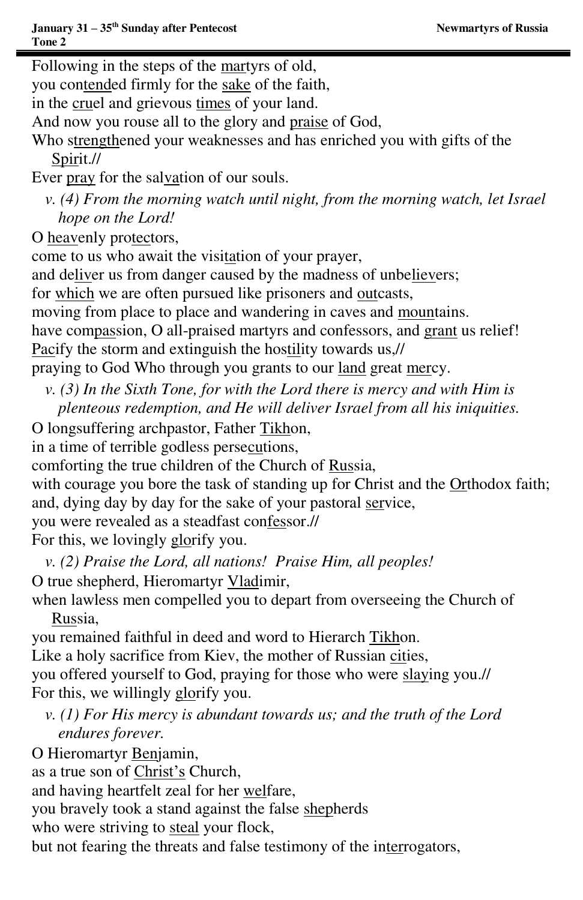Following in the steps of the martyrs of old,
you contended firmly for the sake of the faith,
in the cruel and grievous times of your land.
And now you rouse all to the glory and praise of God,
Who strengthened your weaknesses and has enriched you with gifts of the Spirit.//
Ever pray for the salvation of our souls.

*v. (4) From the morning watch until night, from the morning watch, let Israel hope on the Lord!*

O heavenly protectors,
come to us who await the visitation of your prayer,
and deliver us from danger caused by the madness of unbelievers;
for which we are often pursued like prisoners and outcasts,
moving from place to place and wandering in caves and mountains.
have compassion, O all-praised martyrs and confessors, and grant us relief!
Pacify the storm and extinguish the hostility towards us,//
praying to God Who through you grants to our land great mercy.

*v. (3) In the Sixth Tone, for with the Lord there is mercy and with Him is plenteous redemption, and He will deliver Israel from all his iniquities.*

O longsuffering archpastor, Father Tikhon,
in a time of terrible godless persecutions,
comforting the true children of the Church of Russia,
with courage you bore the task of standing up for Christ and the Orthodox faith;
and, dying day by day for the sake of your pastoral service,
you were revealed as a steadfast confessor.//
For this, we lovingly glorify you.

*v. (2) Praise the Lord, all nations! Praise Him, all peoples!*

O true shepherd, Hieromartyr Vladimir,
when lawless men compelled you to depart from overseeing the Church of Russia,
you remained faithful in deed and word to Hierarch Tikhon.
Like a holy sacrifice from Kiev, the mother of Russian cities,
you offered yourself to God, praying for those who were slaying you.//
For this, we willingly glorify you.

*v. (1) For His mercy is abundant towards us; and the truth of the Lord endures forever.*

O Hieromartyr Benjamin,
as a true son of Christ's Church,
and having heartfelt zeal for her welfare,
you bravely took a stand against the false shepherds
who were striving to steal your flock,
but not fearing the threats and false testimony of the interrogators,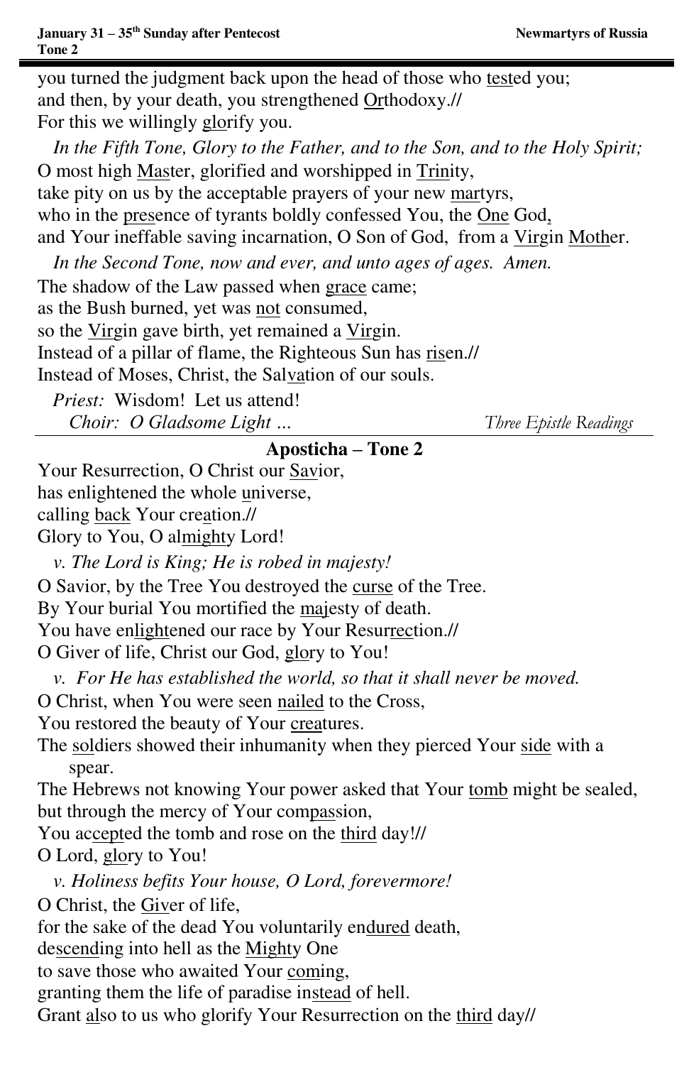you turned the judgment back upon the head of those who tested you;
and then, by your death, you strengthened Orthodoxy.//
For this we willingly glorify you.

*In the Fifth Tone, Glory to the Father, and to the Son, and to the Holy Spirit;*

O most high Master, glorified and worshipped in Trinity,
take pity on us by the acceptable prayers of your new martyrs,
who in the presence of tyrants boldly confessed You, the One God,
and Your ineffable saving incarnation, O Son of God, from a Virgin Mother.

*In the Second Tone, now and ever, and unto ages of ages. Amen.*

The shadow of the Law passed when grace came;
as the Bush burned, yet was not consumed,
so the Virgin gave birth, yet remained a Virgin.
Instead of a pillar of flame, the Righteous Sun has risen.//
Instead of Moses, Christ, the Salvation of our souls.

*Priest:* Wisdom! Let us attend!
*Choir: O Gladsome Light ...* *Three Epistle Readings*

## Aposticha – Tone 2

Your Resurrection, O Christ our Savior,
has enlightened the whole universe,
calling back Your creation.//
Glory to You, O almighty Lord!

*v. The Lord is King; He is robed in majesty!*

O Savior, by the Tree You destroyed the curse of the Tree.
By Your burial You mortified the majesty of death.
You have enlightened our race by Your Resurrection.//
O Giver of life, Christ our God, glory to You!

*v. For He has established the world, so that it shall never be moved.*

O Christ, when You were seen nailed to the Cross,
You restored the beauty of Your creatures.
The soldiers showed their inhumanity when they pierced Your side with a spear.
The Hebrews not knowing Your power asked that Your tomb might be sealed,
but through the mercy of Your compassion,
You accepted the tomb and rose on the third day!//
O Lord, glory to You!

*v. Holiness befits Your house, O Lord, forevermore!*

O Christ, the Giver of life,
for the sake of the dead You voluntarily endured death,
descending into hell as the Mighty One
to save those who awaited Your coming,
granting them the life of paradise instead of hell.
Grant also to us who glorify Your Resurrection on the third day//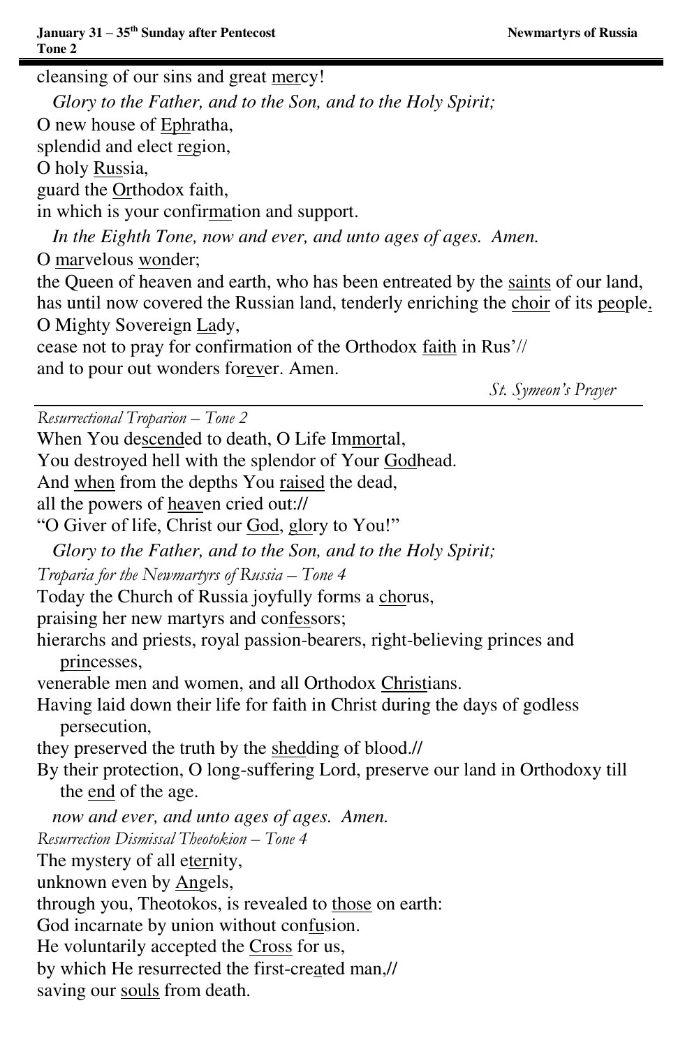cleansing of our sins and great <u>mer</u>cy!

*Glory to the Father, and to the Son, and to the Holy Spirit;*

O new house of <u>Eph</u>ratha,
splendid and elect <u>re</u>gion,
O holy <u>Rus</u>sia,
guard the <u>Or</u>thodox faith,
in which is your confir<u>ma</u>tion and support.

*In the Eighth Tone, now and ever, and unto ages of ages. Amen.*

O <u>mar</u>velous <u>won</u>der;
the Queen of heaven and earth, who has been entreated by the <u>saints</u> of our land, has until now covered the Russian land, tenderly enriching the <u>choir</u> of its <u>peo</u>ple.
O Mighty Sovereign <u>La</u>dy,
cease not to pray for confirmation of the Orthodox <u>faith</u> in Rus'//
and to pour out wonders for<u>ev</u>er. Amen.

*St. Symeon's Prayer*

---

*Resurrectional Troparion – Tone 2*

When You de<u>scend</u>ed to death, O Life Im<u>mor</u>tal,
You destroyed hell with the splendor of Your <u>God</u>head.
And <u>when</u> from the depths You <u>raised</u> the dead,
all the powers of <u>heav</u>en cried out://
"O Giver of life, Christ our <u>God</u>, <u>glo</u>ry to You!"

*Glory to the Father, and to the Son, and to the Holy Spirit;*

*Troparia for the Newmartyrs of Russia – Tone 4*

Today the Church of Russia joyfully forms a <u>cho</u>rus,
praising her new martyrs and con<u>fes</u>sors;
hierarchs and priests, royal passion-bearers, right-believing princes and <u>prin</u>cesses,
venerable men and women, and all Orthodox <u>Chris</u>tians.
Having laid down their life for faith in Christ during the days of godless persecution,
they preserved the truth by the <u>shed</u>ding of blood.//
By their protection, O long-suffering Lord, preserve our land in Orthodoxy till the <u>end</u> of the age.

*now and ever, and unto ages of ages. Amen.*

*Resurrection Dismissal Theotokion – Tone 4*

The mystery of all e<u>ter</u>nity,
unknown even by <u>An</u>gels,
through you, Theotokos, is revealed to <u>those</u> on earth:
God incarnate by union without con<u>fu</u>sion.
He voluntarily accepted the <u>Cross</u> for us,
by which He resurrected the first-cre<u>a</u>ted man,//
saving our <u>souls</u> from death.